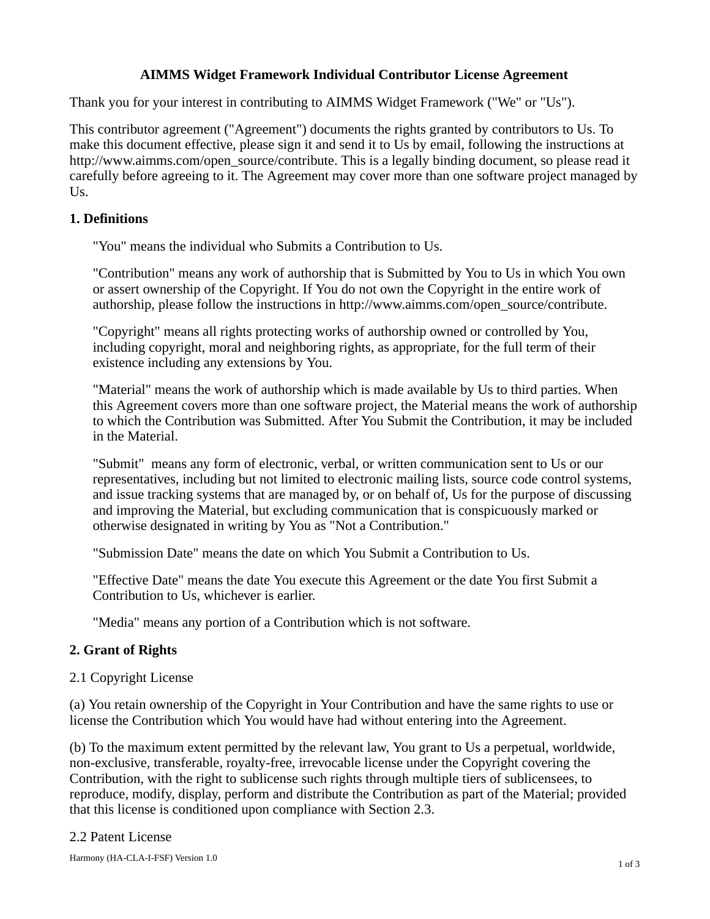# AIMMS Widget Framework Individual Contributor License Agreement

Thank you for your interest in contributing to AIMMS Widget Framework ("We" or "Us").

This contributor agreement ("Agreement") documents the rights granted by contributors to Us. To make this document effective, please sign it and send it to Us by email, following the instructions at http://www.aimms.com/open_source/contribute. This is a legally binding document, so please read it carefully before agreeing to it. The Agreement may cover more than one software project managed by Us.

## 1. Definitions

"You" means the individual who Submits a Contribution to Us.

"Contribution" means any work of authorship that is Submitted by You to Us in which You own or assert ownership of the Copyright. If You do not own the Copyright in the entire work of authorship, please follow the instructions in http://www.aimms.com/open_source/contribute.

"Copyright" means all rights protecting works of authorship owned or controlled by You, including copyright, moral and neighboring rights, as appropriate, for the full term of their existence including any extensions by You.

"Material" means the work of authorship which is made available by Us to third parties. When this Agreement covers more than one software project, the Material means the work of authorship to which the Contribution was Submitted. After You Submit the Contribution, it may be included in the Material.

"Submit" means any form of electronic, verbal, or written communication sent to Us or our representatives, including but not limited to electronic mailing lists, source code control systems, and issue tracking systems that are managed by, or on behalf of, Us for the purpose of discussing and improving the Material, but excluding communication that is conspicuously marked or otherwise designated in writing by You as "Not a Contribution."

"Submission Date" means the date on which You Submit a Contribution to Us.

"Effective Date" means the date You execute this Agreement or the date You first Submit a Contribution to Us, whichever is earlier.

"Media" means any portion of a Contribution which is not software.

## 2. Grant of Rights

### 2.1 Copyright License

(a) You retain ownership of the Copyright in Your Contribution and have the same rights to use or license the Contribution which You would have had without entering into the Agreement.

(b) To the maximum extent permitted by the relevant law, You grant to Us a perpetual, worldwide, non-exclusive, transferable, royalty-free, irrevocable license under the Copyright covering the Contribution, with the right to sublicense such rights through multiple tiers of sublicensees, to reproduce, modify, display, perform and distribute the Contribution as part of the Material; provided that this license is conditioned upon compliance with Section 2.3.

### 2.2 Patent License

Harmony (HA-CLA-I-FSF) Version 1.0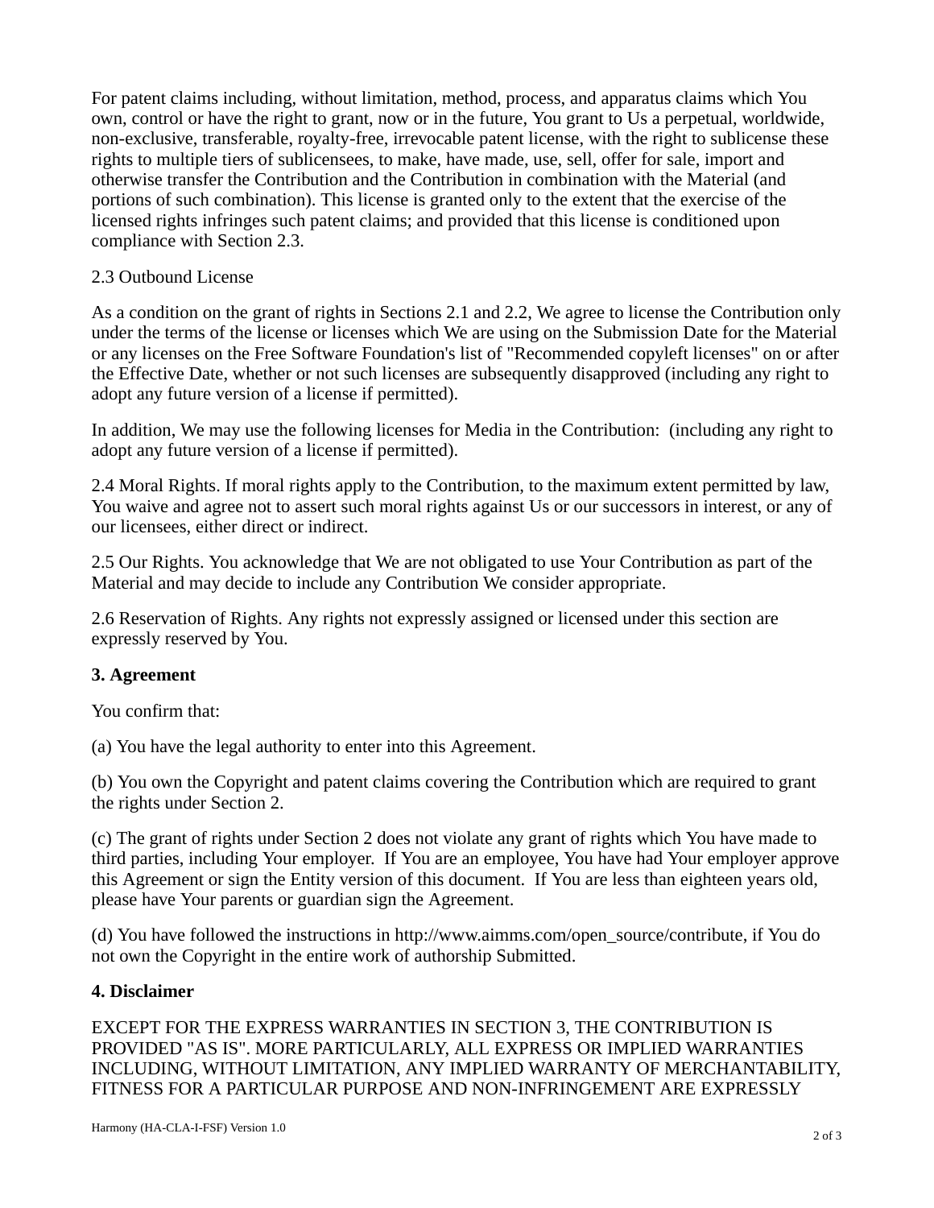For patent claims including, without limitation, method, process, and apparatus claims which You own, control or have the right to grant, now or in the future, You grant to Us a perpetual, worldwide, non-exclusive, transferable, royalty-free, irrevocable patent license, with the right to sublicense these rights to multiple tiers of sublicensees, to make, have made, use, sell, offer for sale, import and otherwise transfer the Contribution and the Contribution in combination with the Material (and portions of such combination). This license is granted only to the extent that the exercise of the licensed rights infringes such patent claims; and provided that this license is conditioned upon compliance with Section 2.3.

2.3 Outbound License

As a condition on the grant of rights in Sections 2.1 and 2.2, We agree to license the Contribution only under the terms of the license or licenses which We are using on the Submission Date for the Material or any licenses on the Free Software Foundation's list of "Recommended copyleft licenses" on or after the Effective Date, whether or not such licenses are subsequently disapproved (including any right to adopt any future version of a license if permitted).

In addition, We may use the following licenses for Media in the Contribution:  (including any right to adopt any future version of a license if permitted).

2.4 Moral Rights. If moral rights apply to the Contribution, to the maximum extent permitted by law, You waive and agree not to assert such moral rights against Us or our successors in interest, or any of our licensees, either direct or indirect.

2.5 Our Rights. You acknowledge that We are not obligated to use Your Contribution as part of the Material and may decide to include any Contribution We consider appropriate.

2.6 Reservation of Rights. Any rights not expressly assigned or licensed under this section are expressly reserved by You.

**3. Agreement**

You confirm that:

(a) You have the legal authority to enter into this Agreement.

(b) You own the Copyright and patent claims covering the Contribution which are required to grant the rights under Section 2.

(c) The grant of rights under Section 2 does not violate any grant of rights which You have made to third parties, including Your employer.  If You are an employee, You have had Your employer approve this Agreement or sign the Entity version of this document.  If You are less than eighteen years old, please have Your parents or guardian sign the Agreement.

(d) You have followed the instructions in http://www.aimms.com/open_source/contribute, if You do not own the Copyright in the entire work of authorship Submitted.

**4. Disclaimer**

EXCEPT FOR THE EXPRESS WARRANTIES IN SECTION 3, THE CONTRIBUTION IS PROVIDED "AS IS". MORE PARTICULARLY, ALL EXPRESS OR IMPLIED WARRANTIES INCLUDING, WITHOUT LIMITATION, ANY IMPLIED WARRANTY OF MERCHANTABILITY, FITNESS FOR A PARTICULAR PURPOSE AND NON-INFRINGEMENT ARE EXPRESSLY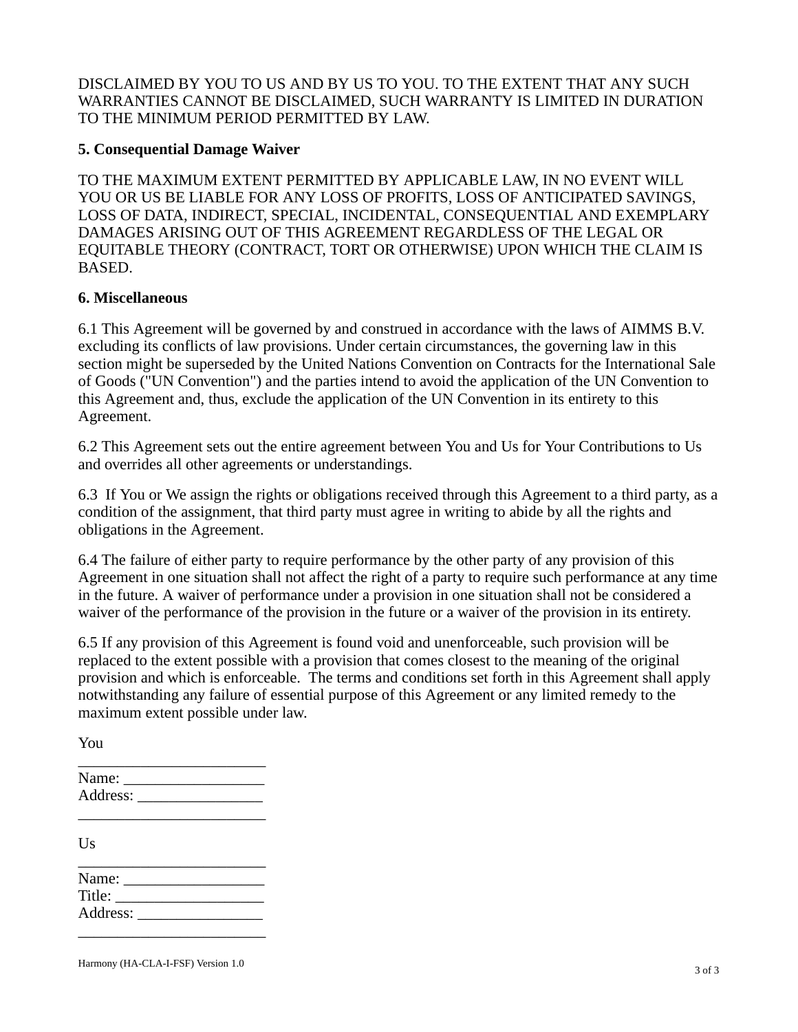DISCLAIMED BY YOU TO US AND BY US TO YOU. TO THE EXTENT THAT ANY SUCH WARRANTIES CANNOT BE DISCLAIMED, SUCH WARRANTY IS LIMITED IN DURATION TO THE MINIMUM PERIOD PERMITTED BY LAW.

**5. Consequential Damage Waiver**

TO THE MAXIMUM EXTENT PERMITTED BY APPLICABLE LAW, IN NO EVENT WILL YOU OR US BE LIABLE FOR ANY LOSS OF PROFITS, LOSS OF ANTICIPATED SAVINGS, LOSS OF DATA, INDIRECT, SPECIAL, INCIDENTAL, CONSEQUENTIAL AND EXEMPLARY DAMAGES ARISING OUT OF THIS AGREEMENT REGARDLESS OF THE LEGAL OR EQUITABLE THEORY (CONTRACT, TORT OR OTHERWISE) UPON WHICH THE CLAIM IS BASED.

**6. Miscellaneous**

6.1 This Agreement will be governed by and construed in accordance with the laws of AIMMS B.V. excluding its conflicts of law provisions. Under certain circumstances, the governing law in this section might be superseded by the United Nations Convention on Contracts for the International Sale of Goods ("UN Convention") and the parties intend to avoid the application of the UN Convention to this Agreement and, thus, exclude the application of the UN Convention in its entirety to this Agreement.

6.2 This Agreement sets out the entire agreement between You and Us for Your Contributions to Us and overrides all other agreements or understandings.

6.3 If You or We assign the rights or obligations received through this Agreement to a third party, as a condition of the assignment, that third party must agree in writing to abide by all the rights and obligations in the Agreement.

6.4 The failure of either party to require performance by the other party of any provision of this Agreement in one situation shall not affect the right of a party to require such performance at any time in the future. A waiver of performance under a provision in one situation shall not be considered a waiver of the performance of the provision in the future or a waiver of the provision in its entirety.

6.5 If any provision of this Agreement is found void and unenforceable, such provision will be replaced to the extent possible with a provision that comes closest to the meaning of the original provision and which is enforceable. The terms and conditions set forth in this Agreement shall apply notwithstanding any failure of essential purpose of this Agreement or any limited remedy to the maximum extent possible under law.

You

________________________
Name: _________________
Address: ________________
________________________

Us

________________________
Name: _________________
Title: __________________
Address: ________________
________________________

Harmony (HA-CLA-I-FSF) Version 1.0